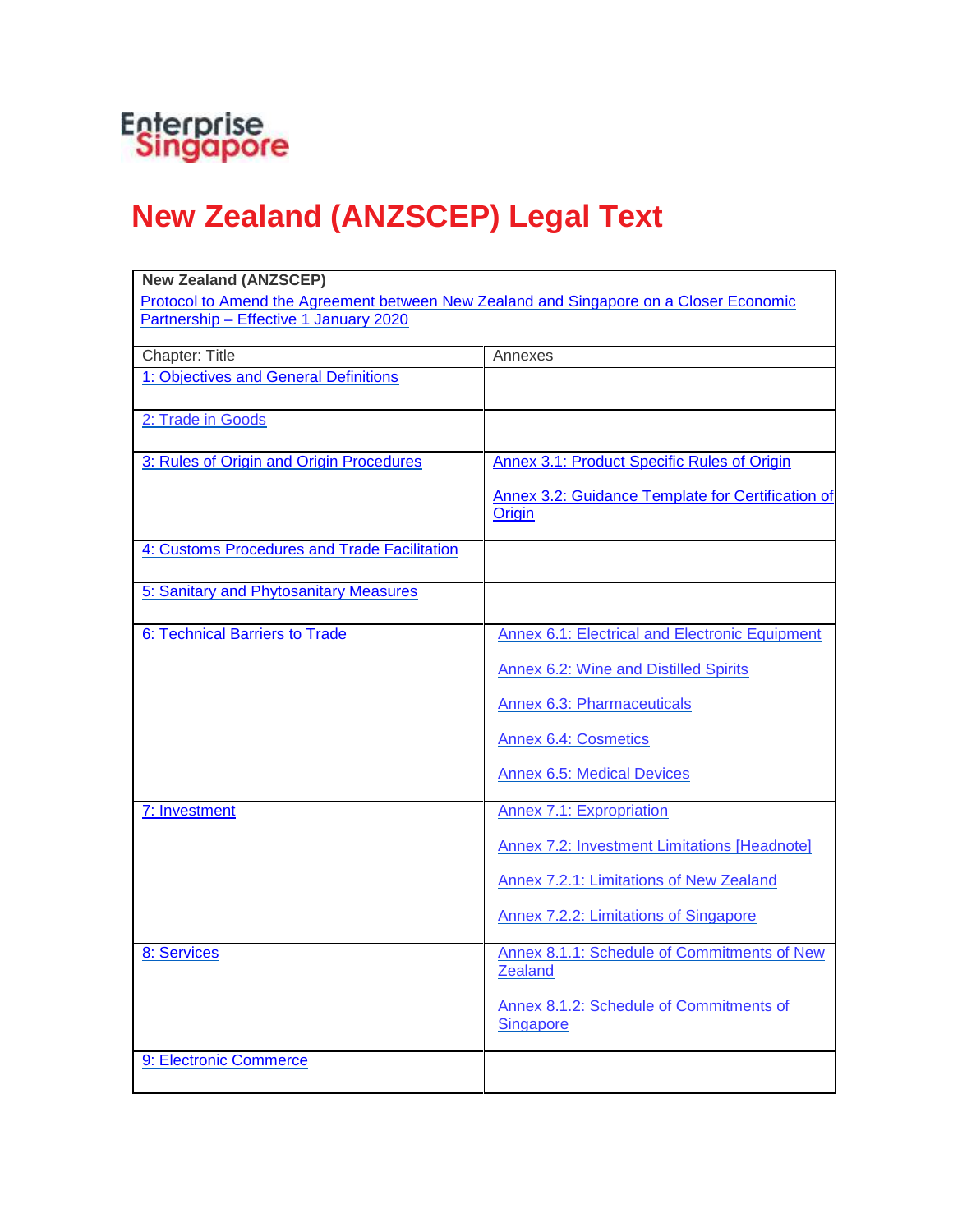Enterprise Singapore

# New Zealand (ANZSCEP) Legal Text

| **New Zealand (ANZSCEP)** | |
|---|---|
| Protocol to Amend the Agreement between New Zealand and Singapore on a Closer Economic Partnership – Effective 1 January 2020 | |
| Chapter: Title | Annexes |
| 1: Objectives and General Definitions | |
| 2: Trade in Goods | |
| 3: Rules of Origin and Origin Procedures | Annex 3.1: Product Specific Rules of Origin<br><br>Annex 3.2: Guidance Template for Certification of Origin |
| 4: Customs Procedures and Trade Facilitation | |
| 5: Sanitary and Phytosanitary Measures | |
| 6: Technical Barriers to Trade | Annex 6.1: Electrical and Electronic Equipment<br><br>Annex 6.2: Wine and Distilled Spirits<br><br>Annex 6.3: Pharmaceuticals<br><br>Annex 6.4: Cosmetics<br><br>Annex 6.5: Medical Devices |
| 7: Investment | Annex 7.1: Expropriation<br><br>Annex 7.2: Investment Limitations [Headnote]<br><br>Annex 7.2.1: Limitations of New Zealand<br><br>Annex 7.2.2: Limitations of Singapore |
| 8: Services | Annex 8.1.1: Schedule of Commitments of New Zealand<br><br>Annex 8.1.2: Schedule of Commitments of Singapore |
| 9: Electronic Commerce | |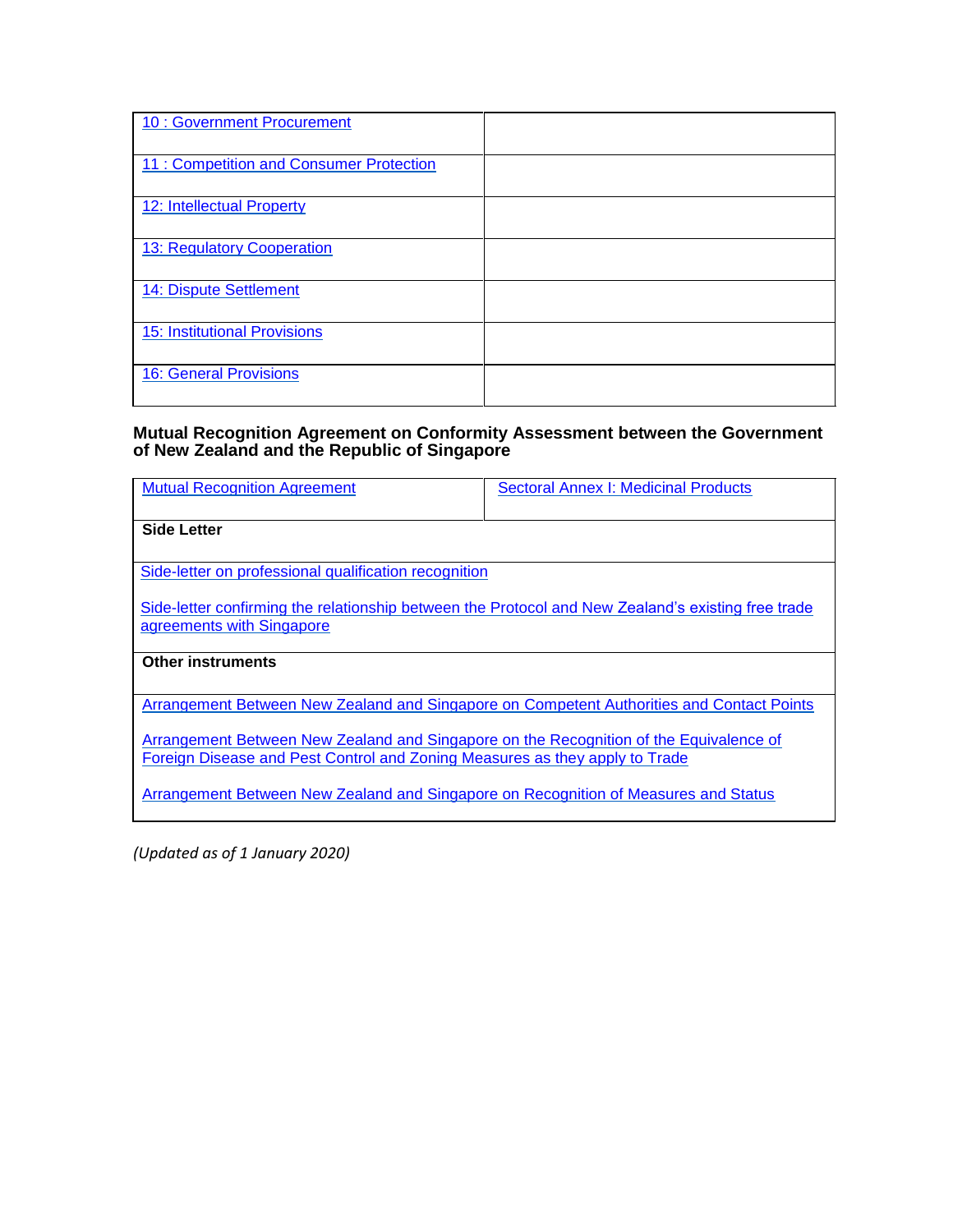| | |
|---|---|
| 10 : Government Procurement | |
| 11 : Competition and Consumer Protection | |
| 12: Intellectual Property | |
| 13: Regulatory Cooperation | |
| 14: Dispute Settlement | |
| 15: Institutional Provisions | |
| 16: General Provisions | |

**Mutual Recognition Agreement on Conformity Assessment between the Government of New Zealand and the Republic of Singapore**

| | |
|---|---|
| Mutual Recognition Agreement | Sectoral Annex I: Medicinal Products |
| **Side Letter** | |
| Side-letter on professional qualification recognition<br><br>Side-letter confirming the relationship between the Protocol and New Zealand's existing free trade agreements with Singapore | |
| **Other instruments** | |
| Arrangement Between New Zealand and Singapore on Competent Authorities and Contact Points<br><br>Arrangement Between New Zealand and Singapore on the Recognition of the Equivalence of Foreign Disease and Pest Control and Zoning Measures as they apply to Trade<br><br>Arrangement Between New Zealand and Singapore on Recognition of Measures and Status | |

*(Updated as of 1 January 2020)*